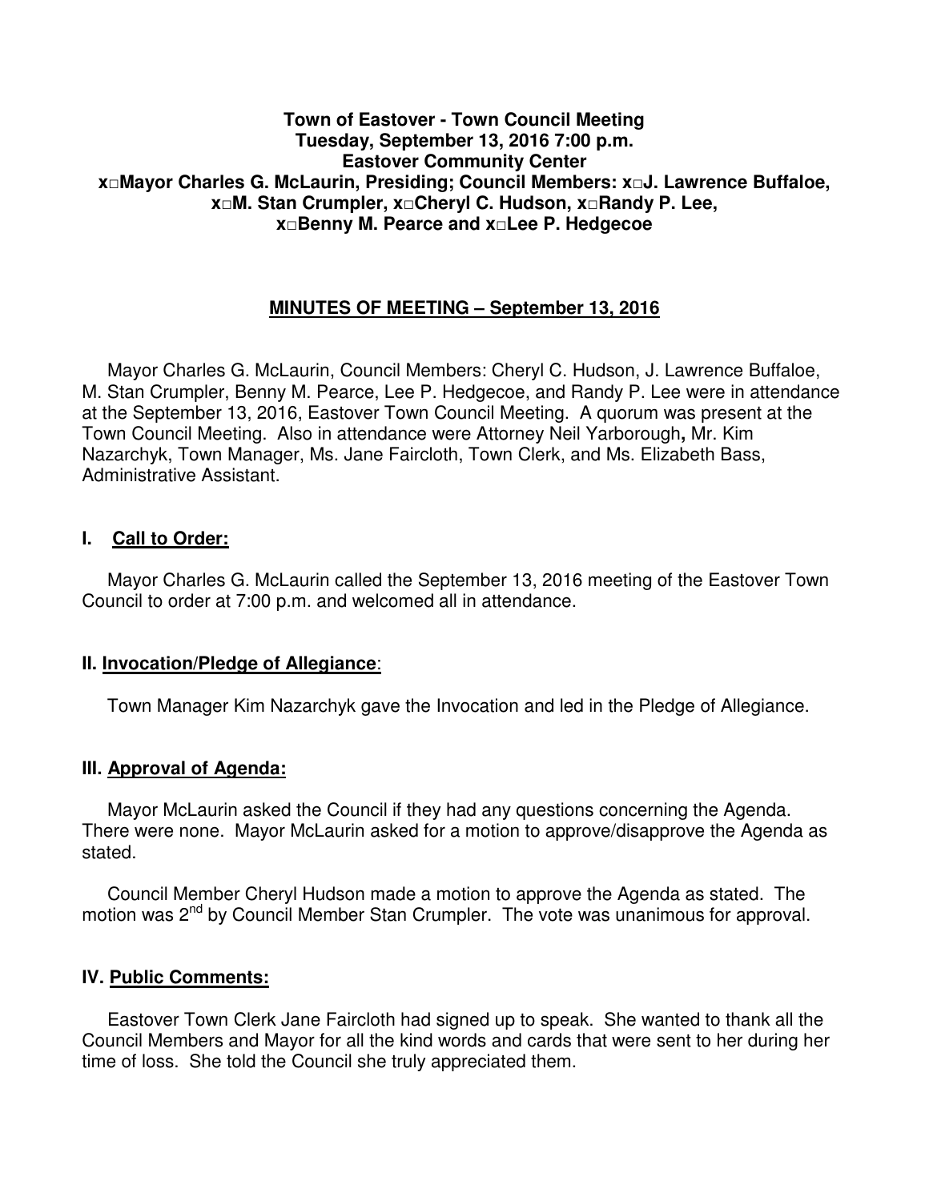**Town of Eastover - Town Council Meeting**
**Tuesday, September 13, 2016 7:00 p.m.**
**Eastover Community Center**
**x□Mayor Charles G. McLaurin, Presiding; Council Members: x□J. Lawrence Buffaloe, x□M. Stan Crumpler, x□Cheryl C. Hudson, x□Randy P. Lee, x□Benny M. Pearce and x□Lee P. Hedgecoe**

## MINUTES OF MEETING – September 13, 2016

Mayor Charles G. McLaurin, Council Members: Cheryl C. Hudson, J. Lawrence Buffaloe, M. Stan Crumpler, Benny M. Pearce, Lee P. Hedgecoe, and Randy P. Lee were in attendance at the September 13, 2016, Eastover Town Council Meeting. A quorum was present at the Town Council Meeting. Also in attendance were Attorney Neil Yarborough**,** Mr. Kim Nazarchyk, Town Manager, Ms. Jane Faircloth, Town Clerk, and Ms. Elizabeth Bass, Administrative Assistant.

## I. Call to Order:

Mayor Charles G. McLaurin called the September 13, 2016 meeting of the Eastover Town Council to order at 7:00 p.m. and welcomed all in attendance.

## II. Invocation/Pledge of Allegiance:

Town Manager Kim Nazarchyk gave the Invocation and led in the Pledge of Allegiance.

## III. Approval of Agenda:

Mayor McLaurin asked the Council if they had any questions concerning the Agenda. There were none. Mayor McLaurin asked for a motion to approve/disapprove the Agenda as stated.

Council Member Cheryl Hudson made a motion to approve the Agenda as stated. The motion was 2nd by Council Member Stan Crumpler. The vote was unanimous for approval.

## IV. Public Comments:

Eastover Town Clerk Jane Faircloth had signed up to speak. She wanted to thank all the Council Members and Mayor for all the kind words and cards that were sent to her during her time of loss. She told the Council she truly appreciated them.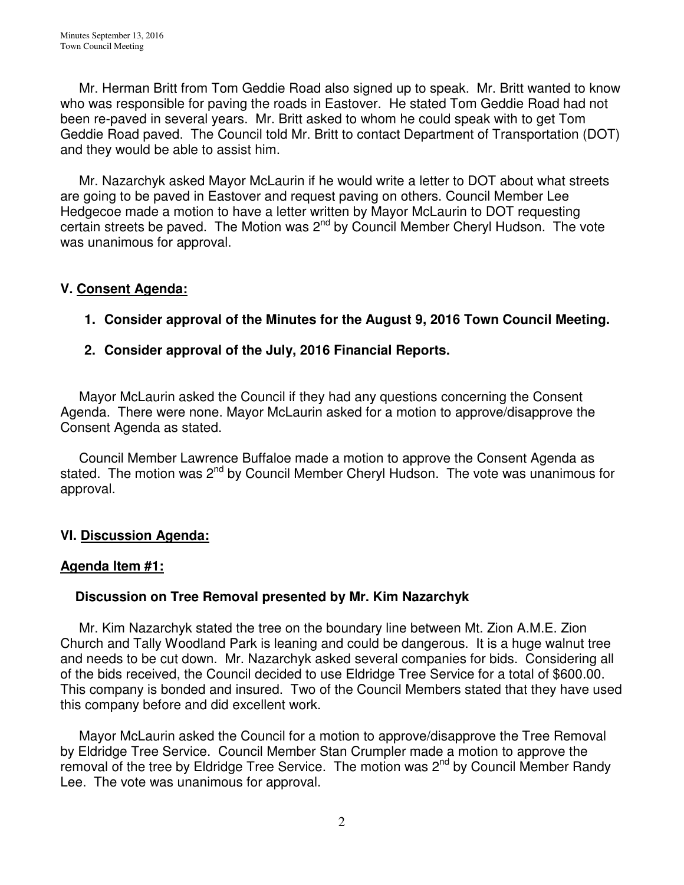Mr. Herman Britt from Tom Geddie Road also signed up to speak. Mr. Britt wanted to know who was responsible for paving the roads in Eastover. He stated Tom Geddie Road had not been re-paved in several years. Mr. Britt asked to whom he could speak with to get Tom Geddie Road paved. The Council told Mr. Britt to contact Department of Transportation (DOT) and they would be able to assist him.

Mr. Nazarchyk asked Mayor McLaurin if he would write a letter to DOT about what streets are going to be paved in Eastover and request paving on others. Council Member Lee Hedgecoe made a motion to have a letter written by Mayor McLaurin to DOT requesting certain streets be paved. The Motion was 2nd by Council Member Cheryl Hudson. The vote was unanimous for approval.

## V. Consent Agenda:

1. **Consider approval of the Minutes for the August 9, 2016 Town Council Meeting.**
2. **Consider approval of the July, 2016 Financial Reports.**

Mayor McLaurin asked the Council if they had any questions concerning the Consent Agenda. There were none. Mayor McLaurin asked for a motion to approve/disapprove the Consent Agenda as stated.

Council Member Lawrence Buffaloe made a motion to approve the Consent Agenda as stated. The motion was 2nd by Council Member Cheryl Hudson. The vote was unanimous for approval.

## VI. Discussion Agenda:

### Agenda Item #1:

**Discussion on Tree Removal presented by Mr. Kim Nazarchyk**

Mr. Kim Nazarchyk stated the tree on the boundary line between Mt. Zion A.M.E. Zion Church and Tally Woodland Park is leaning and could be dangerous. It is a huge walnut tree and needs to be cut down. Mr. Nazarchyk asked several companies for bids. Considering all of the bids received, the Council decided to use Eldridge Tree Service for a total of $600.00. This company is bonded and insured. Two of the Council Members stated that they have used this company before and did excellent work.

Mayor McLaurin asked the Council for a motion to approve/disapprove the Tree Removal by Eldridge Tree Service. Council Member Stan Crumpler made a motion to approve the removal of the tree by Eldridge Tree Service. The motion was 2nd by Council Member Randy Lee. The vote was unanimous for approval.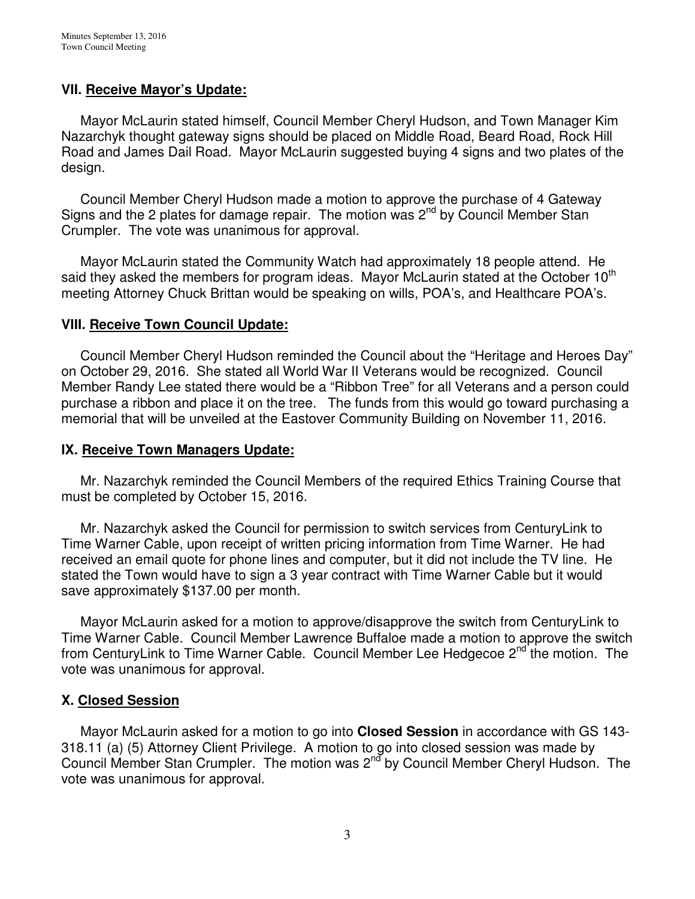## VII. Receive Mayor's Update:

Mayor McLaurin stated himself, Council Member Cheryl Hudson, and Town Manager Kim Nazarchyk thought gateway signs should be placed on Middle Road, Beard Road, Rock Hill Road and James Dail Road. Mayor McLaurin suggested buying 4 signs and two plates of the design.

Council Member Cheryl Hudson made a motion to approve the purchase of 4 Gateway Signs and the 2 plates for damage repair. The motion was 2nd by Council Member Stan Crumpler. The vote was unanimous for approval.

Mayor McLaurin stated the Community Watch had approximately 18 people attend. He said they asked the members for program ideas. Mayor McLaurin stated at the October 10th meeting Attorney Chuck Brittan would be speaking on wills, POA's, and Healthcare POA's.

## VIII. Receive Town Council Update:

Council Member Cheryl Hudson reminded the Council about the "Heritage and Heroes Day" on October 29, 2016. She stated all World War II Veterans would be recognized. Council Member Randy Lee stated there would be a "Ribbon Tree" for all Veterans and a person could purchase a ribbon and place it on the tree. The funds from this would go toward purchasing a memorial that will be unveiled at the Eastover Community Building on November 11, 2016.

## IX. Receive Town Managers Update:

Mr. Nazarchyk reminded the Council Members of the required Ethics Training Course that must be completed by October 15, 2016.

Mr. Nazarchyk asked the Council for permission to switch services from CenturyLink to Time Warner Cable, upon receipt of written pricing information from Time Warner. He had received an email quote for phone lines and computer, but it did not include the TV line. He stated the Town would have to sign a 3 year contract with Time Warner Cable but it would save approximately $137.00 per month.

Mayor McLaurin asked for a motion to approve/disapprove the switch from CenturyLink to Time Warner Cable. Council Member Lawrence Buffaloe made a motion to approve the switch from CenturyLink to Time Warner Cable. Council Member Lee Hedgecoe 2nd the motion. The vote was unanimous for approval.

## X. Closed Session

Mayor McLaurin asked for a motion to go into **Closed Session** in accordance with GS 143-318.11 (a) (5) Attorney Client Privilege. A motion to go into closed session was made by Council Member Stan Crumpler. The motion was 2nd by Council Member Cheryl Hudson. The vote was unanimous for approval.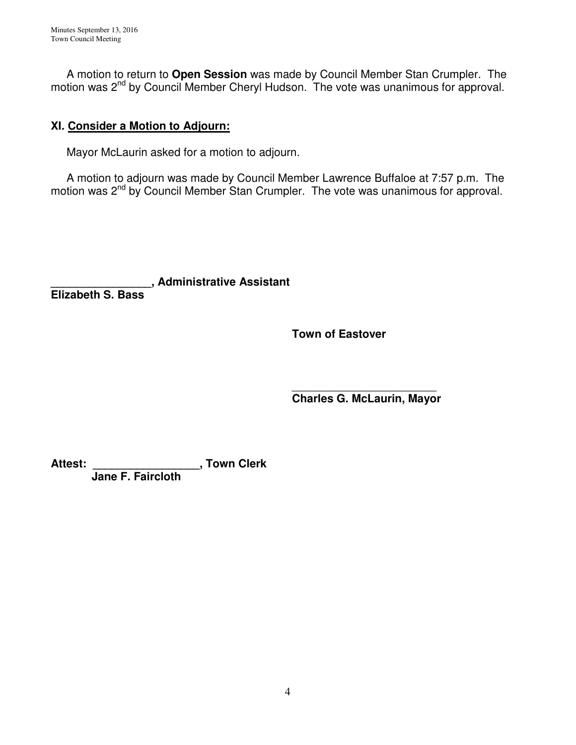A motion to return to **Open Session** was made by Council Member Stan Crumpler. The motion was $2^{nd}$ by Council Member Cheryl Hudson. The vote was unanimous for approval.

## XI. Consider a Motion to Adjourn:

Mayor McLaurin asked for a motion to adjourn.

A motion to adjourn was made by Council Member Lawrence Buffaloe at 7:57 p.m. The motion was $2^{nd}$ by Council Member Stan Crumpler. The vote was unanimous for approval.

**________________, Administrative Assistant**
**Elizabeth S. Bass**

**Town of Eastover**

________________________
**Charles G. McLaurin, Mayor**

**Attest: _________________, Town Clerk**
**Jane F. Faircloth**